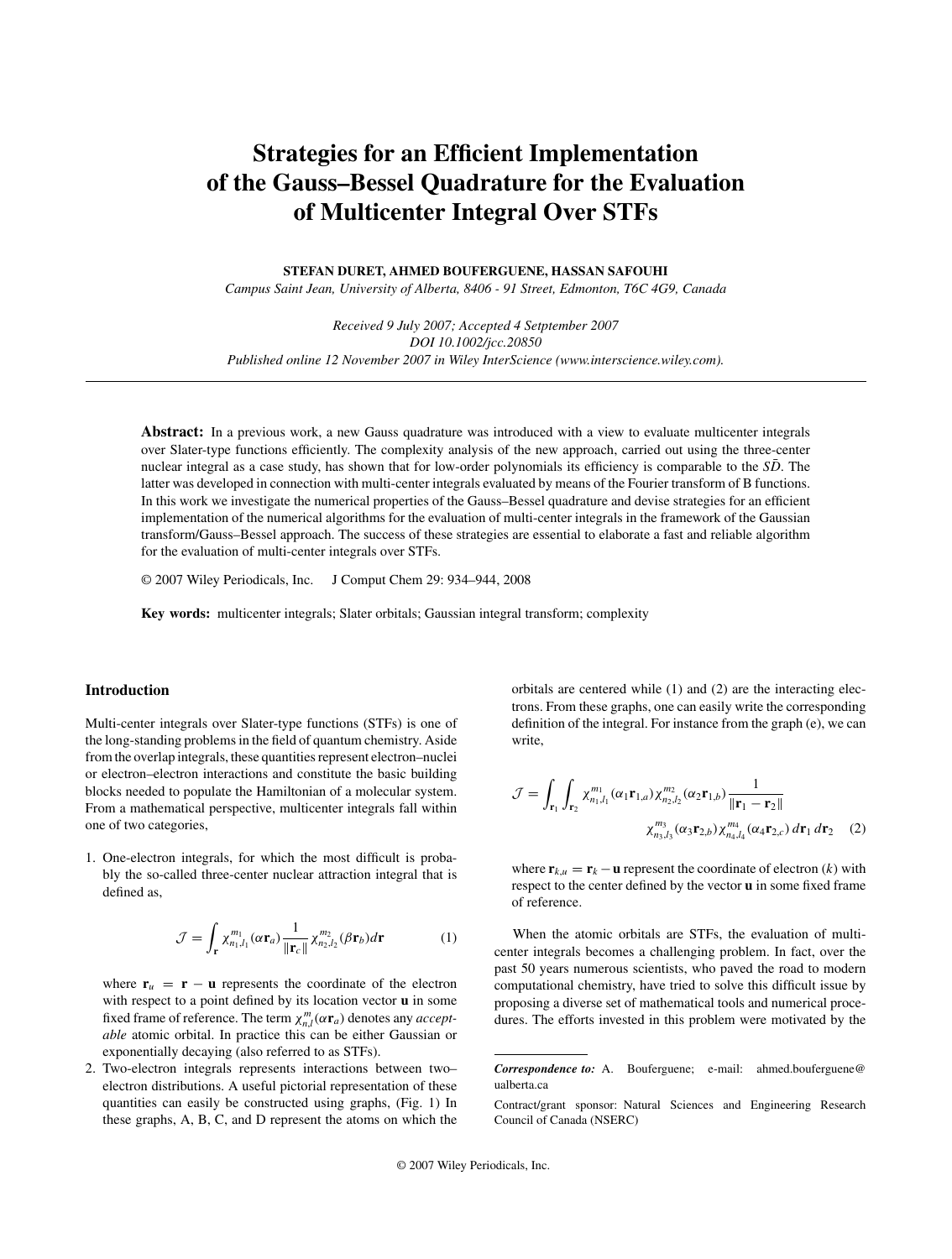# Strategies for an Efficient Implementation of the Gauss–Bessel Quadrature for the Evaluation of Multicenter Integral Over STFs

**STEFAN DURET, AHMED BOUFERGUENE, HASSAN SAFOUHI**

*Campus Saint Jean, University of Alberta, 8406 - 91 Street, Edmonton, T6C 4G9, Canada*

*Received 9 July 2007; Accepted 4 Setptember 2007*
*DOI 10.1002/jcc.20850*
*Published online 12 November 2007 in Wiley InterScience (www.interscience.wiley.com).*

---

**Abstract:** In a previous work, a new Gauss quadrature was introduced with a view to evaluate multicenter integrals over Slater-type functions efficiently. The complexity analysis of the new approach, carried out using the three-center nuclear integral as a case study, has shown that for low-order polynomials its efficiency is comparable to the $S\bar{D}$. The latter was developed in connection with multi-center integrals evaluated by means of the Fourier transform of B functions. In this work we investigate the numerical properties of the Gauss–Bessel quadrature and devise strategies for an efficient implementation of the numerical algorithms for the evaluation of multi-center integrals in the framework of the Gaussian transform/Gauss–Bessel approach. The success of these strategies are essential to elaborate a fast and reliable algorithm for the evaluation of multi-center integrals over STFs.

© 2007 Wiley Periodicals, Inc. J Comput Chem 29: 934–944, 2008

**Key words:** multicenter integrals; Slater orbitals; Gaussian integral transform; complexity

## Introduction

Multi-center integrals over Slater-type functions (STFs) is one of the long-standing problems in the field of quantum chemistry. Aside from the overlap integrals, these quantities represent electron–nuclei or electron–electron interactions and constitute the basic building blocks needed to populate the Hamiltonian of a molecular system. From a mathematical perspective, multicenter integrals fall within one of two categories,

1. One-electron integrals, for which the most difficult is probably the so-called three-center nuclear attraction integral that is defined as,

$$\mathcal{J} = \int_{\mathbf{r}} \chi_{n_1,l_1}^{m_1}(\alpha \mathbf{r}_a) \frac{1}{\|\mathbf{r}_c\|} \chi_{n_2,l_2}^{m_2}(\beta \mathbf{r}_b) d\mathbf{r} \tag{1}$$

where $\mathbf{r}_u = \mathbf{r} - \mathbf{u}$ represents the coordinate of the electron with respect to a point defined by its location vector $\mathbf{u}$ in some fixed frame of reference. The term $\chi_{n,l}^{m}(\alpha \mathbf{r}_a)$ denotes any *acceptable* atomic orbital. In practice this can be either Gaussian or exponentially decaying (also referred to as STFs).

2. Two-electron integrals represents interactions between two–electron distributions. A useful pictorial representation of these quantities can easily be constructed using graphs, (Fig. 1) In these graphs, A, B, C, and D represent the atoms on which the orbitals are centered while (1) and (2) are the interacting electrons. From these graphs, one can easily write the corresponding definition of the integral. For instance from the graph (e), we can write,

$$\mathcal{J} = \int_{\mathbf{r}_1} \int_{\mathbf{r}_2} \chi_{n_1,l_1}^{m_1}(\alpha_1 \mathbf{r}_{1,a}) \chi_{n_2,l_2}^{m_2}(\alpha_2 \mathbf{r}_{1,b}) \frac{1}{\|\mathbf{r}_1 - \mathbf{r}_2\|} \chi_{n_3,l_3}^{m_3}(\alpha_3 \mathbf{r}_{2,b}) \chi_{n_4,l_4}^{m_4}(\alpha_4 \mathbf{r}_{2,c}) \, d\mathbf{r}_1 \, d\mathbf{r}_2 \tag{2}$$

where $\mathbf{r}_{k,u} = \mathbf{r}_k - \mathbf{u}$ represent the coordinate of electron ($k$) with respect to the center defined by the vector $\mathbf{u}$ in some fixed frame of reference.

When the atomic orbitals are STFs, the evaluation of multicenter integrals becomes a challenging problem. In fact, over the past 50 years numerous scientists, who paved the road to modern computational chemistry, have tried to solve this difficult issue by proposing a diverse set of mathematical tools and numerical procedures. The efforts invested in this problem were motivated by the

---

***Correspondence to:*** A. Bouferguene; e-mail: ahmed.bouferguene@ualberta.ca

Contract/grant sponsor: Natural Sciences and Engineering Research Council of Canada (NSERC)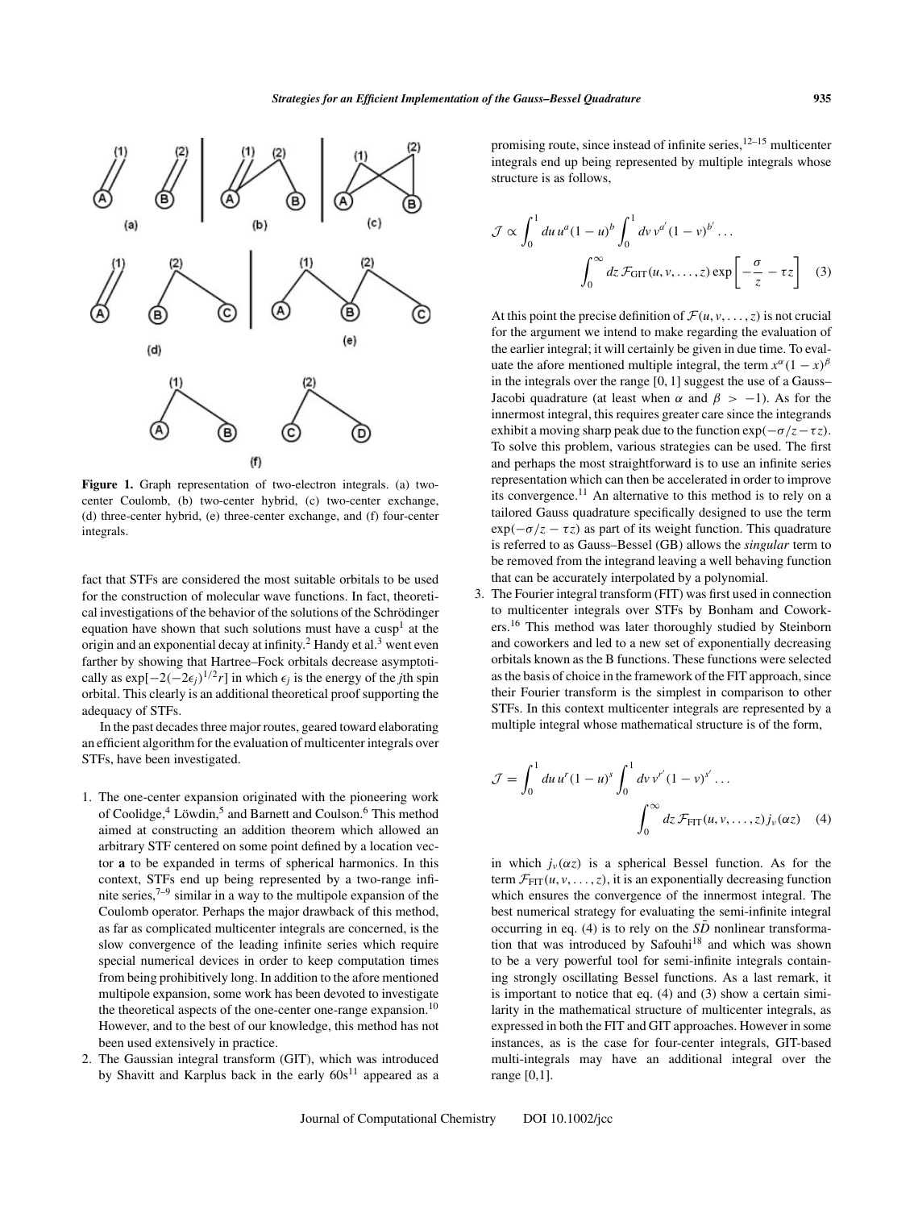**Figure 1.** Graph representation of two-electron integrals. (a) two-center Coulomb, (b) two-center hybrid, (c) two-center exchange, (d) three-center hybrid, (e) three-center exchange, and (f) four-center integrals.

fact that STFs are considered the most suitable orbitals to be used for the construction of molecular wave functions. In fact, theoretical investigations of the behavior of the solutions of the Schrödinger equation have shown that such solutions must have a cusp[1] at the origin and an exponential decay at infinity.[2] Handy et al.[3] went even farther by showing that Hartree–Fock orbitals decrease asymptotically as $\exp[-2(-2\epsilon_j)^{1/2}r]$ in which $\epsilon_j$ is the energy of the $j$th spin orbital. This clearly is an additional theoretical proof supporting the adequacy of STFs.

In the past decades three major routes, geared toward elaborating an efficient algorithm for the evaluation of multicenter integrals over STFs, have been investigated.

1. The one-center expansion originated with the pioneering work of Coolidge,[4] Löwdin,[5] and Barnett and Coulson.[6] This method aimed at constructing an addition theorem which allowed an arbitrary STF centered on some point defined by a location vector **a** to be expanded in terms of spherical harmonics. In this context, STFs end up being represented by a two-range infinite series,[7–9] similar in a way to the multipole expansion of the Coulomb operator. Perhaps the major drawback of this method, as far as complicated multicenter integrals are concerned, is the slow convergence of the leading infinite series which require special numerical devices in order to keep computation times from being prohibitively long. In addition to the afore mentioned multipole expansion, some work has been devoted to investigate the theoretical aspects of the one-center one-range expansion.[10] However, and to the best of our knowledge, this method has not been used extensively in practice.
2. The Gaussian integral transform (GIT), which was introduced by Shavitt and Karplus back in the early 60s[11] appeared as a promising route, since instead of infinite series,[12–15] multicenter integrals end up being represented by multiple integrals whose structure is as follows,

$$\mathcal{J} \propto \int_0^1 du\, u^a (1-u)^b \int_0^1 dv\, v^{a'} (1-v)^{b'} \ldots \int_0^\infty dz\, \mathcal{F}_{\mathrm{GIT}}(u, v, \ldots, z) \exp\left[-\frac{\sigma}{z} - \tau z\right] \quad (3)$$

At this point the precise definition of $\mathcal{F}(u, v, \ldots, z)$ is not crucial for the argument we intend to make regarding the evaluation of the earlier integral; it will certainly be given in due time. To evaluate the afore mentioned multiple integral, the term $x^\alpha(1-x)^\beta$ in the integrals over the range [0, 1] suggest the use of a Gauss–Jacobi quadrature (at least when $\alpha$ and $\beta > -1$). As for the innermost integral, this requires greater care since the integrands exhibit a moving sharp peak due to the function $\exp(-\sigma/z - \tau z)$. To solve this problem, various strategies can be used. The first and perhaps the most straightforward is to use an infinite series representation which can then be accelerated in order to improve its convergence.[11] An alternative to this method is to rely on a tailored Gauss quadrature specifically designed to use the term $\exp(-\sigma/z - \tau z)$ as part of its weight function. This quadrature is referred to as Gauss–Bessel (GB) allows the *singular* term to be removed from the integrand leaving a well behaving function that can be accurately interpolated by a polynomial.
3. The Fourier integral transform (FIT) was first used in connection to multicenter integrals over STFs by Bonham and Coworkers.[16] This method was later thoroughly studied by Steinborn and coworkers and led to a new set of exponentially decreasing orbitals known as the B functions. These functions were selected as the basis of choice in the framework of the FIT approach, since their Fourier transform is the simplest in comparison to other STFs. In this context multicenter integrals are represented by a multiple integral whose mathematical structure is of the form,

$$\mathcal{J} = \int_0^1 du\, u^r (1-u)^s \int_0^1 dv\, v^{r'} (1-v)^{s'} \ldots \int_0^\infty dz\, \mathcal{F}_{\mathrm{FIT}}(u, v, \ldots, z)\, j_\nu(\alpha z) \quad (4)$$

in which $j_\nu(\alpha z)$ is a spherical Bessel function. As for the term $\mathcal{F}_{\mathrm{FIT}}(u, v, \ldots, z)$, it is an exponentially decreasing function which ensures the convergence of the innermost integral. The best numerical strategy for evaluating the semi-infinite integral occurring in eq. (4) is to rely on the $S\bar{D}$ nonlinear transformation that was introduced by Safouhi[18] and which was shown to be a very powerful tool for semi-infinite integrals containing strongly oscillating Bessel functions. As a last remark, it is important to notice that eq. (4) and (3) show a certain similarity in the mathematical structure of multicenter integrals, as expressed in both the FIT and GIT approaches. However in some instances, as is the case for four-center integrals, GIT-based multi-integrals may have an additional integral over the range [0,1].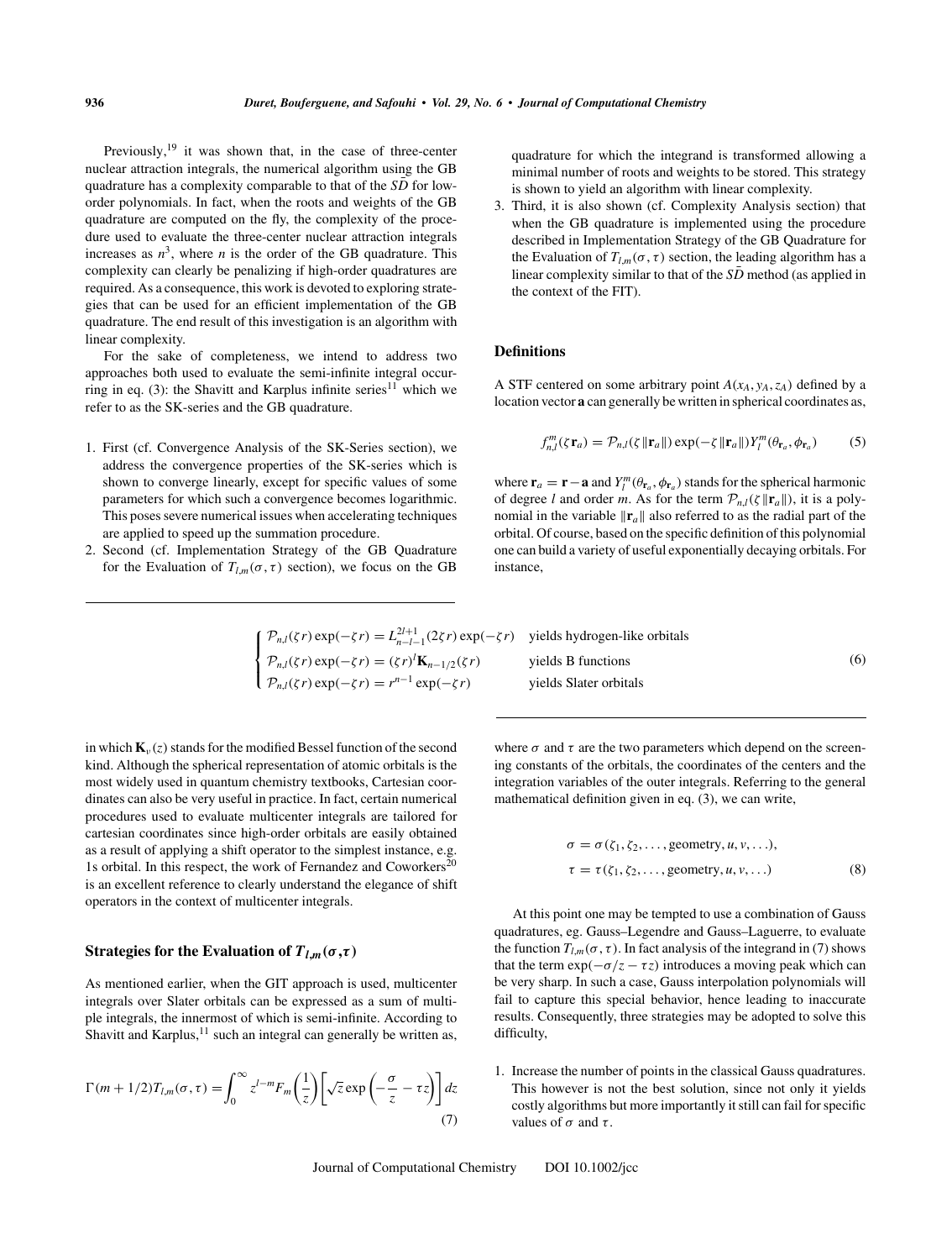Previously,[19] it was shown that, in the case of three-center nuclear attraction integrals, the numerical algorithm using the GB quadrature has a complexity comparable to that of the $S\bar{D}$ for low-order polynomials. In fact, when the roots and weights of the GB quadrature are computed on the fly, the complexity of the procedure used to evaluate the three-center nuclear attraction integrals increases as $n^3$, where $n$ is the order of the GB quadrature. This complexity can clearly be penalizing if high-order quadratures are required. As a consequence, this work is devoted to exploring strategies that can be used for an efficient implementation of the GB quadrature. The end result of this investigation is an algorithm with linear complexity.

For the sake of completeness, we intend to address two approaches both used to evaluate the semi-infinite integral occurring in eq. (3): the Shavitt and Karplus infinite series[11] which we refer to as the SK-series and the GB quadrature.

1. First (cf. Convergence Analysis of the SK-Series section), we address the convergence properties of the SK-series which is shown to converge linearly, except for specific values of some parameters for which such a convergence becomes logarithmic. This poses severe numerical issues when accelerating techniques are applied to speed up the summation procedure.
2. Second (cf. Implementation Strategy of the GB Quadrature for the Evaluation of $T_{l,m}(\sigma,\tau)$ section), we focus on the GB quadrature for which the integrand is transformed allowing a minimal number of roots and weights to be stored. This strategy is shown to yield an algorithm with linear complexity.
3. Third, it is also shown (cf. Complexity Analysis section) that when the GB quadrature is implemented using the procedure described in Implementation Strategy of the GB Quadrature for the Evaluation of $T_{l,m}(\sigma,\tau)$ section, the leading algorithm has a linear complexity similar to that of the $S\bar{D}$ method (as applied in the context of the FIT).

## Definitions

A STF centered on some arbitrary point $A(x_A, y_A, z_A)$ defined by a location vector $\mathbf{a}$ can generally be written in spherical coordinates as,

$$f_{n,l}^{m}(\zeta\,\mathbf{r}_a) = \mathcal{P}_{n,l}(\zeta\,\|\mathbf{r}_a\|)\exp(-\zeta\,\|\mathbf{r}_a\|)Y_l^m(\theta_{\mathbf{r}_a},\phi_{\mathbf{r}_a}) \tag{5}$$

where $\mathbf{r}_a = \mathbf{r} - \mathbf{a}$ and $Y_l^m(\theta_{\mathbf{r}_a},\phi_{\mathbf{r}_a})$ stands for the spherical harmonic of degree $l$ and order $m$. As for the term $\mathcal{P}_{n,l}(\zeta\,\|\mathbf{r}_a\|)$, it is a polynomial in the variable $\|\mathbf{r}_a\|$ also referred to as the radial part of the orbital. Of course, based on the specific definition of this polynomial one can build a variety of useful exponentially decaying orbitals. For instance,

$$\begin{cases} \mathcal{P}_{n,l}(\zeta r)\exp(-\zeta r) = L_{n-l-1}^{2l+1}(2\zeta r)\exp(-\zeta r) & \text{yields hydrogen-like orbitals} \\ \mathcal{P}_{n,l}(\zeta r)\exp(-\zeta r) = (\zeta r)^l \mathbf{K}_{n-1/2}(\zeta r) & \text{yields B functions} \\ \mathcal{P}_{n,l}(\zeta r)\exp(-\zeta r) = r^{n-1}\exp(-\zeta r) & \text{yields Slater orbitals} \end{cases} \tag{6}$$

in which $\mathbf{K}_\nu(z)$ stands for the modified Bessel function of the second kind. Although the spherical representation of atomic orbitals is the most widely used in quantum chemistry textbooks, Cartesian coordinates can also be very useful in practice. In fact, certain numerical procedures used to evaluate multicenter integrals are tailored for cartesian coordinates since high-order orbitals are easily obtained as a result of applying a shift operator to the simplest instance, e.g. 1s orbital. In this respect, the work of Fernandez and Coworkers[20] is an excellent reference to clearly understand the elegance of shift operators in the context of multicenter integrals.

## Strategies for the Evaluation of $T_{l,m}(\sigma,\tau)$

As mentioned earlier, when the GIT approach is used, multicenter integrals over Slater orbitals can be expressed as a sum of multiple integrals, the innermost of which is semi-infinite. According to Shavitt and Karplus,[11] such an integral can generally be written as,

$$\Gamma(m+1/2)T_{l,m}(\sigma,\tau) = \int_0^\infty z^{l-m}F_m\left(\frac{1}{z}\right)\left[\sqrt{z}\exp\left(-\frac{\sigma}{z} - \tau z\right)\right]dz \tag{7}$$

where $\sigma$ and $\tau$ are the two parameters which depend on the screening constants of the orbitals, the coordinates of the centers and the integration variables of the outer integrals. Referring to the general mathematical definition given in eq. (3), we can write,

$$\begin{aligned} \sigma &= \sigma(\zeta_1, \zeta_2, \ldots, \text{geometry}, u, v, \ldots), \\ \tau &= \tau(\zeta_1, \zeta_2, \ldots, \text{geometry}, u, v, \ldots) \end{aligned} \tag{8}$$

At this point one may be tempted to use a combination of Gauss quadratures, eg. Gauss–Legendre and Gauss–Laguerre, to evaluate the function $T_{l,m}(\sigma,\tau)$. In fact analysis of the integrand in (7) shows that the term $\exp(-\sigma/z - \tau z)$ introduces a moving peak which can be very sharp. In such a case, Gauss interpolation polynomials will fail to capture this special behavior, hence leading to inaccurate results. Consequently, three strategies may be adopted to solve this difficulty,

1. Increase the number of points in the classical Gauss quadratures. This however is not the best solution, since not only it yields costly algorithms but more importantly it still can fail for specific values of $\sigma$ and $\tau$.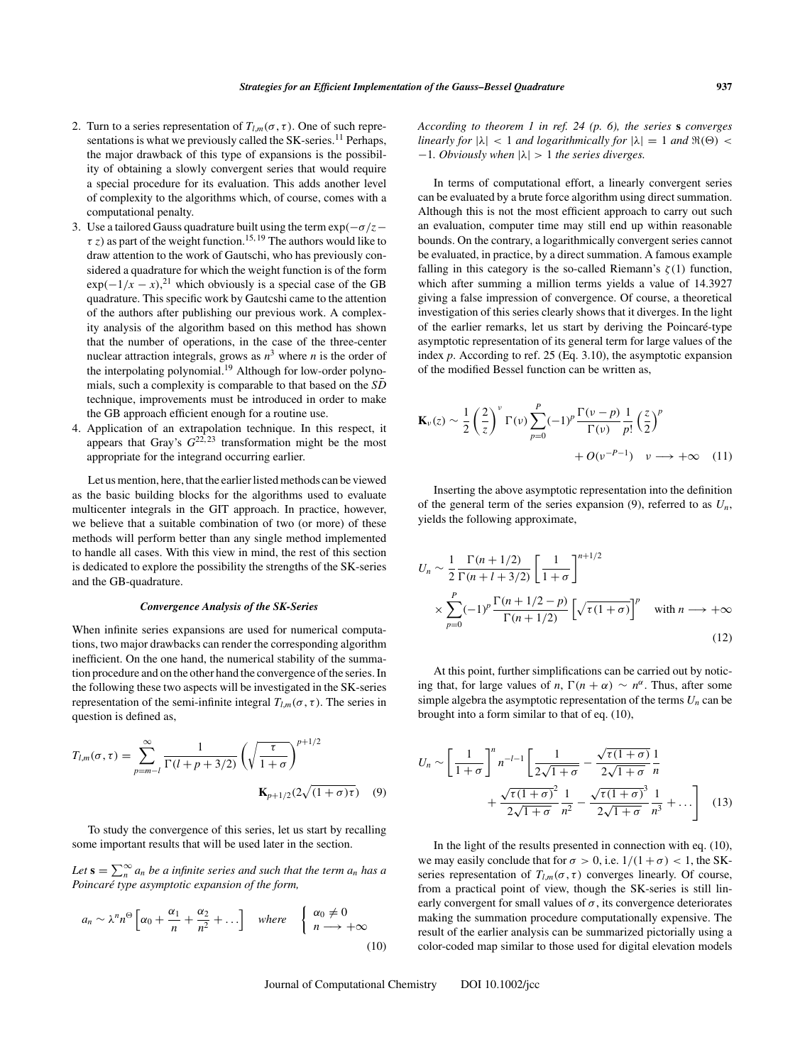2. Turn to a series representation of $T_{l,m}(\sigma, \tau)$. One of such representations is what we previously called the SK-series.[11] Perhaps, the major drawback of this type of expansions is the possibility of obtaining a slowly convergent series that would require a special procedure for its evaluation. This adds another level of complexity to the algorithms which, of course, comes with a computational penalty.
3. Use a tailored Gauss quadrature built using the term $\exp(-\sigma/z - \tau z)$ as part of the weight function.[15,19] The authors would like to draw attention to the work of Gautschi, who has previously considered a quadrature for which the weight function is of the form $\exp(-1/x - x)$,[21] which obviously is a special case of the GB quadrature. This specific work by Gautcshi came to the attention of the authors after publishing our previous work. A complexity analysis of the algorithm based on this method has shown that the number of operations, in the case of the three-center nuclear attraction integrals, grows as $n^3$ where $n$ is the order of the interpolating polynomial.[19] Although for low-order polynomials, such a complexity is comparable to that based on the $S\bar{D}$ technique, improvements must be introduced in order to make the GB approach efficient enough for a routine use.
4. Application of an extrapolation technique. In this respect, it appears that Gray's $G^{22,23}$ transformation might be the most appropriate for the integrand occurring earlier.

Let us mention, here, that the earlier listed methods can be viewed as the basic building blocks for the algorithms used to evaluate multicenter integrals in the GIT approach. In practice, however, we believe that a suitable combination of two (or more) of these methods will perform better than any single method implemented to handle all cases. With this view in mind, the rest of this section is dedicated to explore the possibility the strengths of the SK-series and the GB-quadrature.

### *Convergence Analysis of the SK-Series*

When infinite series expansions are used for numerical computations, two major drawbacks can render the corresponding algorithm inefficient. On the one hand, the numerical stability of the summation procedure and on the other hand the convergence of the series. In the following these two aspects will be investigated in the SK-series representation of the semi-infinite integral $T_{l,m}(\sigma, \tau)$. The series in question is defined as,

$$T_{l,m}(\sigma,\tau) = \sum_{p=m-l}^{\infty} \frac{1}{\Gamma(l+p+3/2)} \left(\sqrt{\frac{\tau}{1+\sigma}}\right)^{p+1/2} \mathbf{K}_{p+1/2}(2\sqrt{(1+\sigma)\tau}) \quad (9)$$

To study the convergence of this series, let us start by recalling some important results that will be used later in the section.

*Let $\mathbf{s} = \sum_n^\infty a_n$ be a infinite series and such that the term $a_n$ has a Poincaré type asymptotic expansion of the form,*

$$a_n \sim \lambda^n n^{\Theta} \left[\alpha_0 + \frac{\alpha_1}{n} + \frac{\alpha_2}{n^2} + \dots\right] \quad \text{where} \quad \begin{cases} \alpha_0 \neq 0 \\ n \longrightarrow +\infty \end{cases} \quad (10)$$

*According to theorem 1 in ref. 24 (p. 6), the series $\mathbf{s}$ converges linearly for $|\lambda| < 1$ and logarithmically for $|\lambda| = 1$ and $\Re(\Theta) < -1$. Obviously when $|\lambda| > 1$ the series diverges.*

In terms of computational effort, a linearly convergent series can be evaluated by a brute force algorithm using direct summation. Although this is not the most efficient approach to carry out such an evaluation, computer time may still end up within reasonable bounds. On the contrary, a logarithmically convergent series cannot be evaluated, in practice, by a direct summation. A famous example falling in this category is the so-called Riemann's $\zeta(1)$ function, which after summing a million terms yields a value of 14.3927 giving a false impression of convergence. Of course, a theoretical investigation of this series clearly shows that it diverges. In the light of the earlier remarks, let us start by deriving the Poincaré-type asymptotic representation of its general term for large values of the index $p$. According to ref. 25 (Eq. 3.10), the asymptotic expansion of the modified Bessel function can be written as,

$$\mathbf{K}_\nu(z) \sim \frac{1}{2}\left(\frac{2}{z}\right)^\nu \Gamma(\nu) \sum_{p=0}^{P} (-1)^p \frac{\Gamma(\nu-p)}{\Gamma(\nu)} \frac{1}{p!}\left(\frac{z}{2}\right)^p + O(\nu^{-P-1}) \quad \nu \longrightarrow +\infty \quad (11)$$

Inserting the above asymptotic representation into the definition of the general term of the series expansion (9), referred to as $U_n$, yields the following approximate,

$$U_n \sim \frac{1}{2}\frac{\Gamma(n+1/2)}{\Gamma(n+l+3/2)}\left[\frac{1}{1+\sigma}\right]^{n+1/2} \times \sum_{p=0}^{P}(-1)^p \frac{\Gamma(n+1/2-p)}{\Gamma(n+1/2)}\left[\sqrt{\tau(1+\sigma)}\right]^p \quad \text{with } n \longrightarrow +\infty \quad (12)$$

At this point, further simplifications can be carried out by noticing that, for large values of $n$, $\Gamma(n+\alpha) \sim n^\alpha$. Thus, after some simple algebra the asymptotic representation of the terms $U_n$ can be brought into a form similar to that of eq. (10),

$$U_n \sim \left[\frac{1}{1+\sigma}\right]^n n^{-l-1}\left[\frac{1}{2\sqrt{1+\sigma}} - \frac{\sqrt{\tau(1+\sigma)}}{2\sqrt{1+\sigma}}\frac{1}{n} + \frac{\sqrt{\tau(1+\sigma)}^2}{2\sqrt{1+\sigma}}\frac{1}{n^2} - \frac{\sqrt{\tau(1+\sigma)}^3}{2\sqrt{1+\sigma}}\frac{1}{n^3} + \dots\right] \quad (13)$$

In the light of the results presented in connection with eq. (10), we may easily conclude that for $\sigma > 0$, i.e. $1/(1+\sigma) < 1$, the SK-series representation of $T_{l,m}(\sigma, \tau)$ converges linearly. Of course, from a practical point of view, though the SK-series is still linearly convergent for small values of $\sigma$, its convergence deteriorates making the summation procedure computationally expensive. The result of the earlier analysis can be summarized pictorially using a color-coded map similar to those used for digital elevation models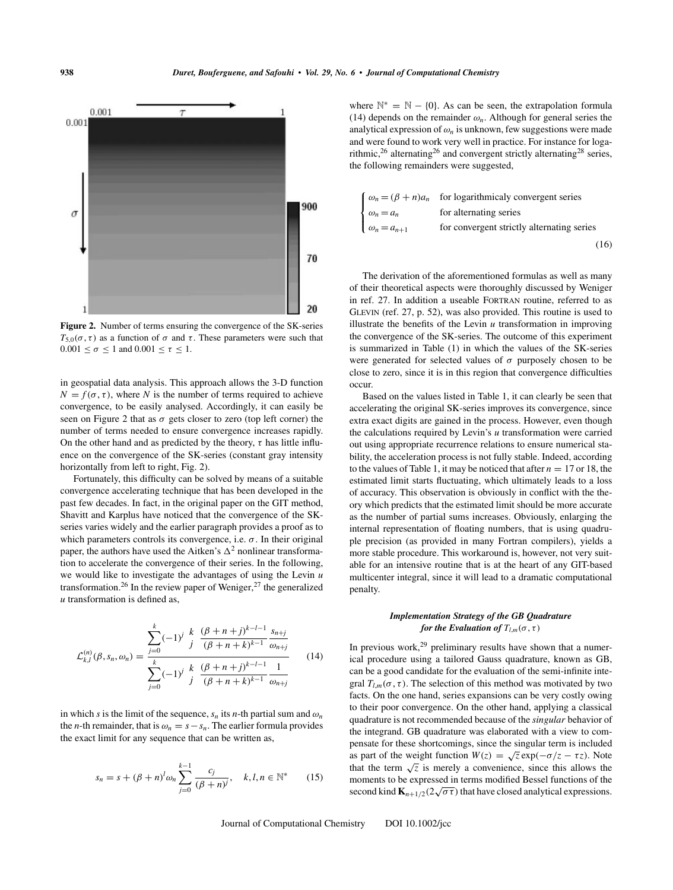**Figure 2.** Number of terms ensuring the convergence of the SK-series $T_{5,0}(\sigma, \tau)$ as a function of $\sigma$ and $\tau$. These parameters were such that $0.001 \leq \sigma \leq 1$ and $0.001 \leq \tau \leq 1$.

in geospatial data analysis. This approach allows the 3-D function $N = f(\sigma, \tau)$, where $N$ is the number of terms required to achieve convergence, to be easily analysed. Accordingly, it can easily be seen on Figure 2 that as $\sigma$ gets closer to zero (top left corner) the number of terms needed to ensure convergence increases rapidly. On the other hand and as predicted by the theory, $\tau$ has little influence on the convergence of the SK-series (constant gray intensity horizontally from left to right, Fig. 2).

Fortunately, this difficulty can be solved by means of a suitable convergence accelerating technique that has been developed in the past few decades. In fact, in the original paper on the GIT method, Shavitt and Karplus have noticed that the convergence of the SK-series varies widely and the earlier paragraph provides a proof as to which parameters controls its convergence, i.e. $\sigma$. In their original paper, the authors have used the Aitken's $\Delta^2$ nonlinear transformation to accelerate the convergence of their series. In the following, we would like to investigate the advantages of using the Levin *u* transformation.[26] In the review paper of Weniger,[27] the generalized *u* transformation is defined as,

$$\mathcal{L}_{k,l}^{(n)}(\beta, s_n, \omega_n) = \frac{\displaystyle\sum_{j=0}^{k} (-1)^j \binom{k}{j} \frac{(\beta+n+j)^{k-l-1}}{(\beta+n+k)^{k-1}} \frac{s_{n+j}}{\omega_{n+j}}}{\displaystyle\sum_{j=0}^{k} (-1)^j \binom{k}{j} \frac{(\beta+n+j)^{k-l-1}}{(\beta+n+k)^{k-1}} \frac{1}{\omega_{n+j}}} \tag{14}$$

in which $s$ is the limit of the sequence, $s_n$ its $n$-th partial sum and $\omega_n$ the $n$-th remainder, that is $\omega_n = s - s_n$. The earlier formula provides the exact limit for any sequence that can be written as,

$$s_n = s + (\beta+n)^l \omega_n \sum_{j=0}^{k-1} \frac{c_j}{(\beta+n)^j}, \quad k, l, n \in \mathbb{N}^* \tag{15}$$

where $\mathbb{N}^* = \mathbb{N} - \{0\}$. As can be seen, the extrapolation formula (14) depends on the remainder $\omega_n$. Although for general series the analytical expression of $\omega_n$ is unknown, few suggestions were made and were found to work very well in practice. For instance for logarithmic,[26] alternating[26] and convergent strictly alternating[28] series, the following remainders were suggested,

$$\begin{cases} \omega_n = (\beta+n)a_n & \text{for logarithmicaly convergent series} \\ \omega_n = a_n & \text{for alternating series} \\ \omega_n = a_{n+1} & \text{for convergent strictly alternating series} \end{cases} \tag{16}$$

The derivation of the aforementioned formulas as well as many of their theoretical aspects were thoroughly discussed by Weniger in ref. 27. In addition a useable FORTRAN routine, referred to as GLEVIN (ref. 27, p. 52), was also provided. This routine is used to illustrate the benefits of the Levin *u* transformation in improving the convergence of the SK-series. The outcome of this experiment is summarized in Table (1) in which the values of the SK-series were generated for selected values of $\sigma$ purposely chosen to be close to zero, since it is in this region that convergence difficulties occur.

Based on the values listed in Table 1, it can clearly be seen that accelerating the original SK-series improves its convergence, since extra exact digits are gained in the process. However, even though the calculations required by Levin's *u* transformation were carried out using appropriate recurrence relations to ensure numerical stability, the acceleration process is not fully stable. Indeed, according to the values of Table 1, it may be noticed that after $n = 17$ or 18, the estimated limit starts fluctuating, which ultimately leads to a loss of accuracy. This observation is obviously in conflict with the theory which predicts that the estimated limit should be more accurate as the number of partial sums increases. Obviously, enlarging the internal representation of floating numbers, that is using quadruple precision (as provided in many Fortran compilers), yields a more stable procedure. This workaround is, however, not very suitable for an intensive routine that is at the heart of any GIT-based multicenter integral, since it will lead to a dramatic computational penalty.

### *Implementation Strategy of the GB Quadrature for the Evaluation of $T_{l,m}(\sigma, \tau)$*

In previous work,[29] preliminary results have shown that a numerical procedure using a tailored Gauss quadrature, known as GB, can be a good candidate for the evaluation of the semi-infinite integral $T_{l,m}(\sigma, \tau)$. The selection of this method was motivated by two facts. On the one hand, series expansions can be very costly owing to their poor convergence. On the other hand, applying a classical quadrature is not recommended because of the *singular* behavior of the integrand. GB quadrature was elaborated with a view to compensate for these shortcomings, since the singular term is included as part of the weight function $W(z) = \sqrt{z}\exp(-\sigma/z - \tau z)$. Note that the term $\sqrt{z}$ is merely a convenience, since this allows the moments to be expressed in terms modified Bessel functions of the second kind $\mathbf{K}_{n+1/2}(2\sqrt{\sigma\tau})$ that have closed analytical expressions.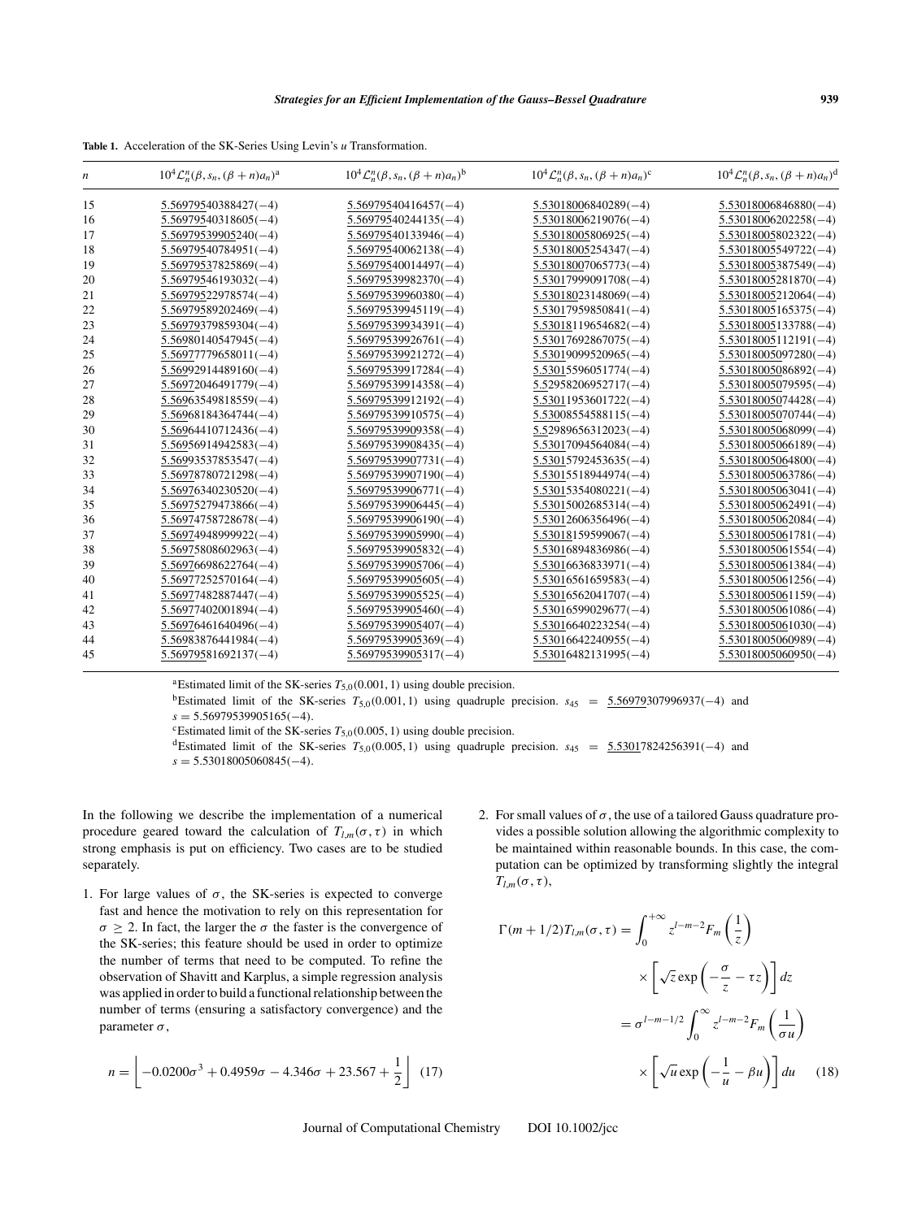**Table 1.** Acceleration of the SK-Series Using Levin's $u$ Transformation.

| $n$ | $10^4\mathcal{L}_n^n(\beta, s_n, (\beta+n)a_n)$[a] | $10^4\mathcal{L}_n^n(\beta, s_n, (\beta+n)a_n)$[b] | $10^4\mathcal{L}_n^n(\beta, s_n, (\beta+n)a_n)$[c] | $10^4\mathcal{L}_n^n(\beta, s_n, (\beta+n)a_n)$[d] |
|---|---|---|---|---|
| 15 | 5.56979540388427(−4) | 5.56979540416457(−4) | 5.53018006840289(−4) | 5.53018006846880(−4) |
| 16 | 5.56979540318605(−4) | 5.56979540244135(−4) | 5.53018006219076(−4) | 5.53018006202258(−4) |
| 17 | 5.56979539905240(−4) | 5.56979540133946(−4) | 5.53018005806925(−4) | 5.53018005802322(−4) |
| 18 | 5.56979540784951(−4) | 5.56979540062138(−4) | 5.53018005254347(−4) | 5.53018005549722(−4) |
| 19 | 5.56979537825869(−4) | 5.56979540014497(−4) | 5.53018007065773(−4) | 5.53018005387549(−4) |
| 20 | 5.56979546193032(−4) | 5.56979539982370(−4) | 5.53017999091708(−4) | 5.53018005281870(−4) |
| 21 | 5.56979522978574(−4) | 5.56979539960380(−4) | 5.53018023148069(−4) | 5.53018005212064(−4) |
| 22 | 5.56979589202469(−4) | 5.56979539945119(−4) | 5.53017959850841(−4) | 5.53018005165375(−4) |
| 23 | 5.56979379859304(−4) | 5.56979539934391(−4) | 5.53018119654682(−4) | 5.53018005133788(−4) |
| 24 | 5.56980140547945(−4) | 5.56979539926761(−4) | 5.53017692867075(−4) | 5.53018005112191(−4) |
| 25 | 5.56977779658011(−4) | 5.56979539921272(−4) | 5.53019099520965(−4) | 5.53018005097280(−4) |
| 26 | 5.56992914489160(−4) | 5.56979539917284(−4) | 5.53015596051774(−4) | 5.53018005086892(−4) |
| 27 | 5.56972046491779(−4) | 5.56979539914358(−4) | 5.52958206952717(−4) | 5.53018005079595(−4) |
| 28 | 5.56963549818559(−4) | 5.56979539912192(−4) | 5.53011953601722(−4) | 5.53018005074428(−4) |
| 29 | 5.56968184364744(−4) | 5.56979539910575(−4) | 5.53008554588115(−4) | 5.53018005070744(−4) |
| 30 | 5.56964410712436(−4) | 5.56979539909358(−4) | 5.52989656312023(−4) | 5.53018005068099(−4) |
| 31 | 5.56956914942583(−4) | 5.56979539908435(−4) | 5.53017094564084(−4) | 5.53018005066189(−4) |
| 32 | 5.56993537853547(−4) | 5.56979539907731(−4) | 5.53015792453635(−4) | 5.53018005064800(−4) |
| 33 | 5.56978780721298(−4) | 5.56979539907190(−4) | 5.53015518944974(−4) | 5.53018005063786(−4) |
| 34 | 5.56976340230520(−4) | 5.56979539906771(−4) | 5.53015354080221(−4) | 5.53018005063041(−4) |
| 35 | 5.56975279473866(−4) | 5.56979539906445(−4) | 5.53015002685314(−4) | 5.53018005062491(−4) |
| 36 | 5.56974758728678(−4) | 5.56979539906190(−4) | 5.53012606356496(−4) | 5.53018005062084(−4) |
| 37 | 5.56974948999922(−4) | 5.56979539905990(−4) | 5.53018159599067(−4) | 5.53018005061781(−4) |
| 38 | 5.56975808602963(−4) | 5.56979539905832(−4) | 5.53016894836986(−4) | 5.53018005061554(−4) |
| 39 | 5.56976698622764(−4) | 5.56979539905706(−4) | 5.53016636833971(−4) | 5.53018005061384(−4) |
| 40 | 5.56977252570164(−4) | 5.56979539905605(−4) | 5.53016561659583(−4) | 5.53018005061256(−4) |
| 41 | 5.56977482887447(−4) | 5.56979539905525(−4) | 5.53016562041707(−4) | 5.53018005061159(−4) |
| 42 | 5.56977402001894(−4) | 5.56979539905460(−4) | 5.53016599029677(−4) | 5.53018005061086(−4) |
| 43 | 5.56976461640496(−4) | 5.56979539905407(−4) | 5.53016640223254(−4) | 5.53018005061030(−4) |
| 44 | 5.56983876441984(−4) | 5.56979539905369(−4) | 5.53016642240955(−4) | 5.53018005060989(−4) |
| 45 | 5.56979581692137(−4) | 5.56979539905317(−4) | 5.53016482131995(−4) | 5.53018005060950(−4) |

[a]Estimated limit of the SK-series $T_{5,0}(0.001, 1)$ using double precision.

[b]Estimated limit of the SK-series $T_{5,0}(0.001, 1)$ using quadruple precision. $s_{45}$ = 5.56979307996937(−4) and $s$ = 5.56979539905165(−4).

[c]Estimated limit of the SK-series $T_{5,0}(0.005, 1)$ using double precision.

[d]Estimated limit of the SK-series $T_{5,0}(0.005, 1)$ using quadruple precision. $s_{45}$ = 5.53017824256391(−4) and $s$ = 5.53018005060845(−4).

In the following we describe the implementation of a numerical procedure geared toward the calculation of $T_{l,m}(\sigma, \tau)$ in which strong emphasis is put on efficiency. Two cases are to be studied separately.

1. For large values of $\sigma$, the SK-series is expected to converge fast and hence the motivation to rely on this representation for $\sigma \geq 2$. In fact, the larger the $\sigma$ the faster is the convergence of the SK-series; this feature should be used in order to optimize the number of terms that need to be computed. To refine the observation of Shavitt and Karplus, a simple regression analysis was applied in order to build a functional relationship between the number of terms (ensuring a satisfactory convergence) and the parameter $\sigma$,

$$n = \left\lfloor -0.0200\sigma^3 + 0.4959\sigma - 4.346\sigma + 23.567 + \frac{1}{2} \right\rfloor \quad (17)$$

2. For small values of $\sigma$, the use of a tailored Gauss quadrature provides a possible solution allowing the algorithmic complexity to be maintained within reasonable bounds. In this case, the computation can be optimized by transforming slightly the integral $T_{l,m}(\sigma, \tau)$,

$$\begin{aligned}
\Gamma(m+1/2)T_{l,m}(\sigma,\tau) &= \int_0^{+\infty} z^{l-m-2} F_m\left(\frac{1}{z}\right) \\
&\quad \times \left[\sqrt{z}\exp\left(-\frac{\sigma}{z} - \tau z\right)\right] dz \\
&= \sigma^{l-m-1/2} \int_0^{\infty} z^{l-m-2} F_m\left(\frac{1}{\sigma u}\right) \\
&\quad \times \left[\sqrt{u}\exp\left(-\frac{1}{u} - \beta u\right)\right] du \quad (18)
\end{aligned}$$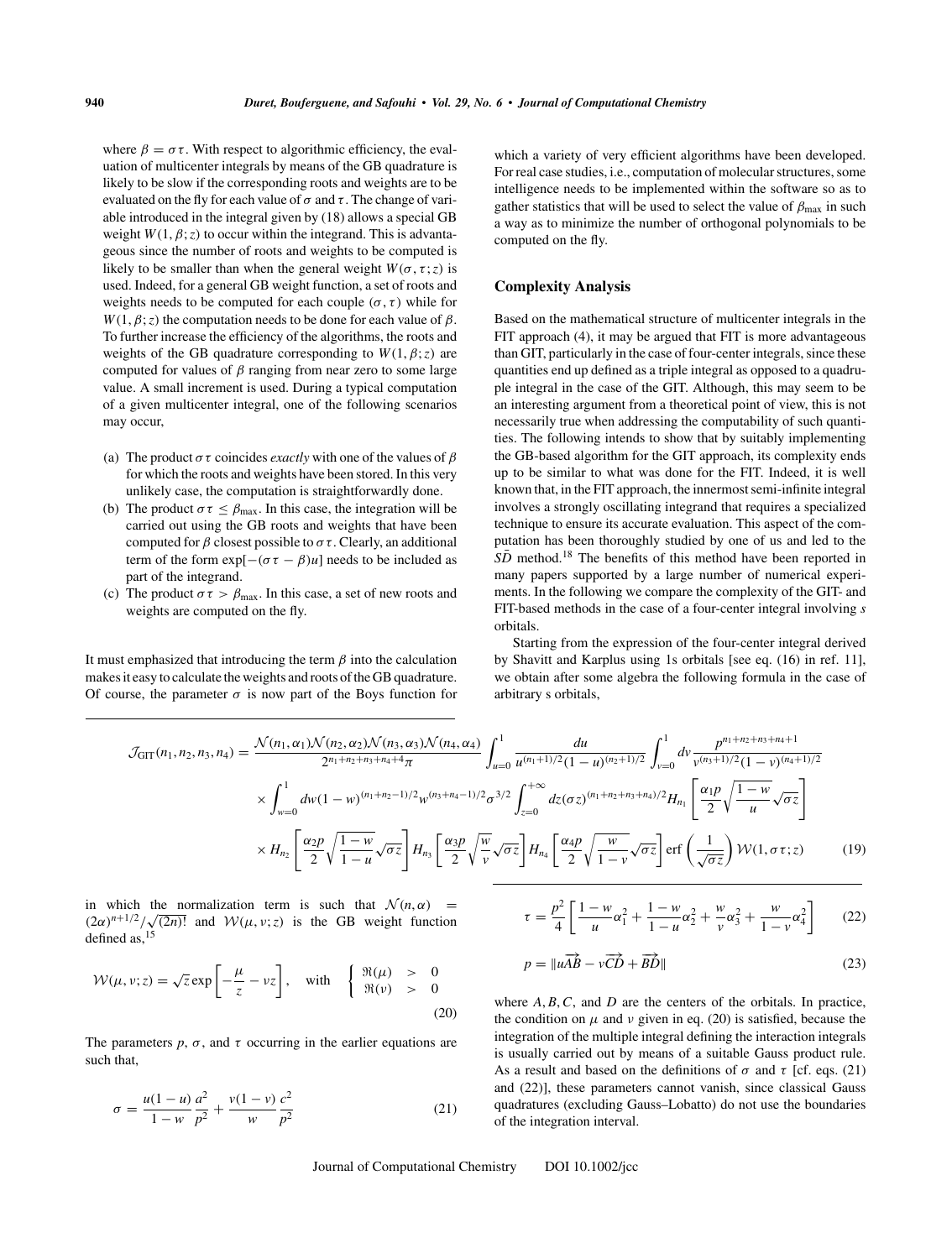where $\beta = \sigma\tau$. With respect to algorithmic efficiency, the evaluation of multicenter integrals by means of the GB quadrature is likely to be slow if the corresponding roots and weights are to be evaluated on the fly for each value of $\sigma$ and $\tau$. The change of variable introduced in the integral given by (18) allows a special GB weight $W(1, \beta; z)$ to occur within the integrand. This is advantageous since the number of roots and weights to be computed is likely to be smaller than when the general weight $W(\sigma, \tau; z)$ is used. Indeed, for a general GB weight function, a set of roots and weights needs to be computed for each couple $(\sigma, \tau)$ while for $W(1, \beta; z)$ the computation needs to be done for each value of $\beta$. To further increase the efficiency of the algorithms, the roots and weights of the GB quadrature corresponding to $W(1, \beta; z)$ are computed for values of $\beta$ ranging from near zero to some large value. A small increment is used. During a typical computation of a given multicenter integral, one of the following scenarios may occur,

(a) The product $\sigma\tau$ coincides *exactly* with one of the values of $\beta$ for which the roots and weights have been stored. In this very unlikely case, the computation is straightforwardly done.
(b) The product $\sigma\tau \leq \beta_{\max}$. In this case, the integration will be carried out using the GB roots and weights that have been computed for $\beta$ closest possible to $\sigma\tau$. Clearly, an additional term of the form $\exp[-(\sigma\tau - \beta)u]$ needs to be included as part of the integrand.
(c) The product $\sigma\tau > \beta_{\max}$. In this case, a set of new roots and weights are computed on the fly.

It must emphasized that introducing the term $\beta$ into the calculation makes it easy to calculate the weights and roots of the GB quadrature. Of course, the parameter $\sigma$ is now part of the Boys function for which a variety of very efficient algorithms have been developed. For real case studies, i.e., computation of molecular structures, some intelligence needs to be implemented within the software so as to gather statistics that will be used to select the value of $\beta_{\max}$ in such a way as to minimize the number of orthogonal polynomials to be computed on the fly.

## Complexity Analysis

Based on the mathematical structure of multicenter integrals in the FIT approach (4), it may be argued that FIT is more advantageous than GIT, particularly in the case of four-center integrals, since these quantities end up defined as a triple integral as opposed to a quadruple integral in the case of the GIT. Although, this may seem to be an interesting argument from a theoretical point of view, this is not necessarily true when addressing the computability of such quantities. The following intends to show that by suitably implementing the GB-based algorithm for the GIT approach, its complexity ends up to be similar to what was done for the FIT. Indeed, it is well known that, in the FIT approach, the innermost semi-infinite integral involves a strongly oscillating integrand that requires a specialized technique to ensure its accurate evaluation. This aspect of the computation has been thoroughly studied by one of us and led to the $S\bar{D}$ method.[18] The benefits of this method have been reported in many papers supported by a large number of numerical experiments. In the following we compare the complexity of the GIT- and FIT-based methods in the case of a four-center integral involving *s* orbitals.

Starting from the expression of the four-center integral derived by Shavitt and Karplus using 1s orbitals [see eq. (16) in ref. 11], we obtain after some algebra the following formula in the case of arbitrary s orbitals,

$$\mathcal{J}_{\text{GIT}}(n_1, n_2, n_3, n_4) = \frac{\mathcal{N}(n_1, \alpha_1)\mathcal{N}(n_2, \alpha_2)\mathcal{N}(n_3, \alpha_3)\mathcal{N}(n_4, \alpha_4)}{2^{n_1+n_2+n_3+n_4+4}\pi} \int_{u=0}^{1} \frac{du}{u^{(n_1+1)/2}(1-u)^{(n_2+1)/2}} \int_{v=0}^{1} dv \frac{p^{n_1+n_2+n_3+n_4+1}}{v^{(n_3+1)/2}(1-v)^{(n_4+1)/2}}$$
$$\times \int_{w=0}^{1} dw (1-w)^{(n_1+n_2-1)/2} w^{(n_3+n_4-1)/2} \sigma^{3/2} \int_{z=0}^{+\infty} dz (\sigma z)^{(n_1+n_2+n_3+n_4)/2} H_{n_1}\left[\frac{\alpha_1 p}{2}\sqrt{\frac{1-w}{u}}\sqrt{\sigma z}\right]$$
$$\times H_{n_2}\left[\frac{\alpha_2 p}{2}\sqrt{\frac{1-w}{1-u}}\sqrt{\sigma z}\right] H_{n_3}\left[\frac{\alpha_3 p}{2}\sqrt{\frac{w}{v}}\sqrt{\sigma z}\right] H_{n_4}\left[\frac{\alpha_4 p}{2}\sqrt{\frac{w}{1-v}}\sqrt{\sigma z}\right] \text{erf}\left(\frac{1}{\sqrt{\sigma z}}\right) \mathcal{W}(1, \sigma\tau; z) \tag{19}$$

in which the normalization term is such that $\mathcal{N}(n, \alpha) = (2\alpha)^{n+1/2}/\sqrt{(2n)!}$ and $\mathcal{W}(\mu, \nu; z)$ is the GB weight function defined as,[15]

$$\mathcal{W}(\mu, \nu; z) = \sqrt{z} \exp\left[-\frac{\mu}{z} - \nu z\right], \quad \text{with} \quad \begin{cases} \Re(\mu) > 0 \\ \Re(\nu) > 0 \end{cases} \tag{20}$$

The parameters $p$, $\sigma$, and $\tau$ occurring in the earlier equations are such that,

$$\sigma = \frac{u(1-u)}{1-w}\frac{a^2}{p^2} + \frac{v(1-v)}{w}\frac{c^2}{p^2} \tag{21}$$

$$\tau = \frac{p^2}{4}\left[\frac{1-w}{u}\alpha_1^2 + \frac{1-w}{1-u}\alpha_2^2 + \frac{w}{v}\alpha_3^2 + \frac{w}{1-v}\alpha_4^2\right] \tag{22}$$

$$p = \|u\overrightarrow{AB} - v\overrightarrow{CD} + \overrightarrow{BD}\| \tag{23}$$

where $A, B, C$, and $D$ are the centers of the orbitals. In practice, the condition on $\mu$ and $\nu$ given in eq. (20) is satisfied, because the integration of the multiple integral defining the interaction integrals is usually carried out by means of a suitable Gauss product rule. As a result and based on the definitions of $\sigma$ and $\tau$ [cf. eqs. (21) and (22)], these parameters cannot vanish, since classical Gauss quadratures (excluding Gauss–Lobatto) do not use the boundaries of the integration interval.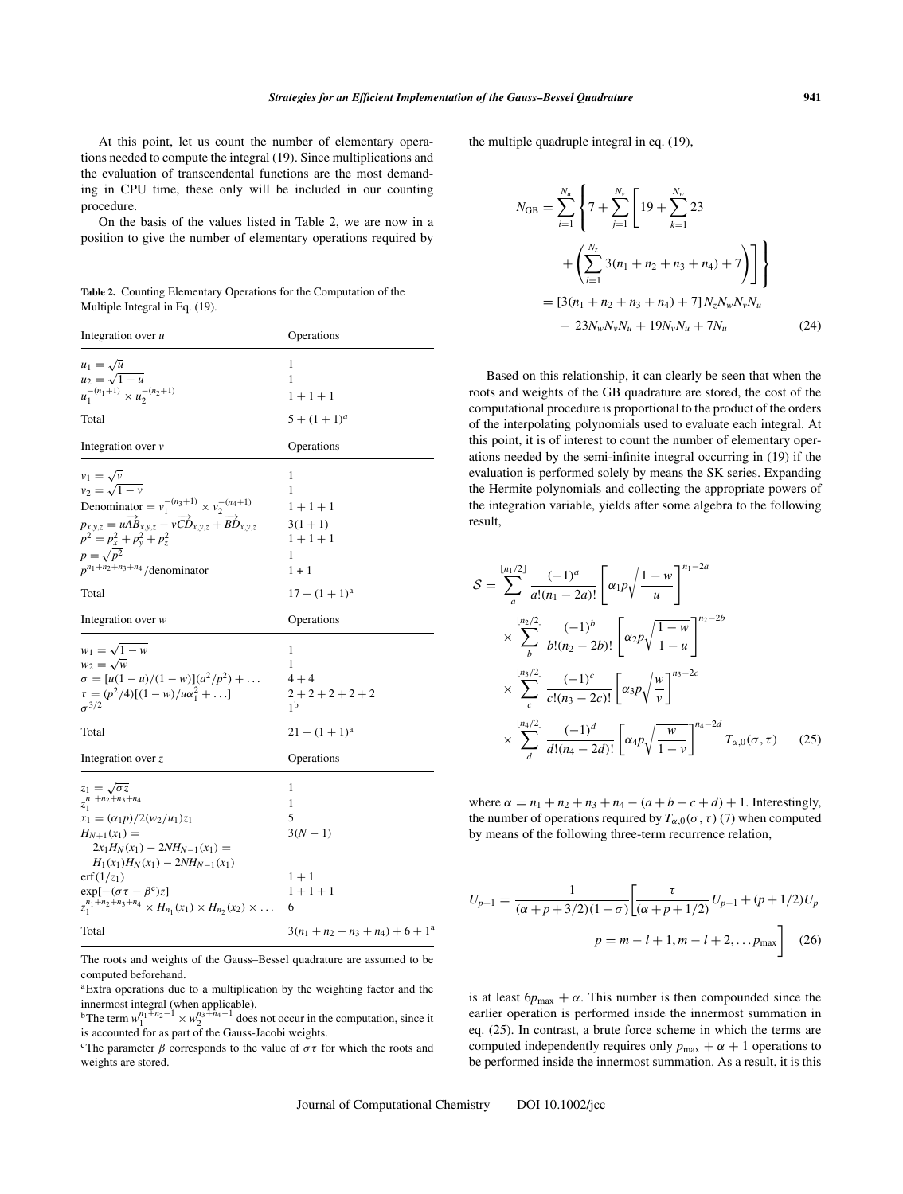At this point, let us count the number of elementary operations needed to compute the integral (19). Since multiplications and the evaluation of transcendental functions are the most demanding in CPU time, these only will be included in our counting procedure.

On the basis of the values listed in Table 2, we are now in a position to give the number of elementary operations required by the multiple quadruple integral in eq. (19),

$$
\begin{aligned}
N_{\mathrm{GB}} &= \sum_{i=1}^{N_u} \left\{ 7 + \sum_{j=1}^{N_v} \left[ 19 + \sum_{k=1}^{N_w} 23 + \left( \sum_{l=1}^{N_z} 3(n_1+n_2+n_3+n_4) + 7 \right) \right] \right\} \\
&= [3(n_1+n_2+n_3+n_4)+7]\, N_z N_w N_v N_u \\
&\quad + 23 N_w N_v N_u + 19 N_v N_u + 7 N_u
\end{aligned} \tag{24}
$$

**Table 2.** Counting Elementary Operations for the Computation of the Multiple Integral in Eq. (19).

| Integration over $u$ | Operations |
|---|---|
| $u_1 = \sqrt{u}$ | 1 |
| $u_2 = \sqrt{1-u}$ | 1 |
| $u_1^{-(n_1+1)} \times u_2^{-(n_2+1)}$ | $1+1+1$ |
| Total | $5 + (1+1)^a$ |
| **Integration over $v$** | **Operations** |
| $v_1 = \sqrt{v}$ | 1 |
| $v_2 = \sqrt{1-v}$ | 1 |
| Denominator $= v_1^{-(n_3+1)} \times v_2^{-(n_4+1)}$ | $1+1+1$ |
| $p_{x,y,z} = u\overrightarrow{AB}_{x,y,z} - v\overrightarrow{CD}_{x,y,z} + \overrightarrow{BD}_{x,y,z}$ | $3(1+1)$ |
| $p^2 = p_x^2 + p_y^2 + p_z^2$ | $1+1+1$ |
| $p = \sqrt{p^2}$ | 1 |
| $p^{n_1+n_2+n_3+n_4}$/denominator | 1 + 1 |
| Total | $17 + (1+1)^{\mathrm{a}}$ |
| **Integration over $w$** | **Operations** |
| $w_1 = \sqrt{1-w}$ | 1 |
| $w_2 = \sqrt{w}$ | 1 |
| $\sigma = [u(1-u)/(1-w)](a^2/p^2) + \ldots$ | $4+4$ |
| $\tau = (p^2/4)[(1-w)/u\alpha_1^2 + \ldots]$ | $2+2+2+2+2$ |
| $\sigma^{3/2}$ | $1^{\mathrm{b}}$ |
| Total | $21 + (1+1)^{\mathrm{a}}$ |
| **Integration over $z$** | **Operations** |
| $z_1 = \sqrt{\sigma z}$ | 1 |
| $z_1^{n_1+n_2+n_3+n_4}$ | 1 |
| $x_1 = (\alpha_1 p)/2(w_2/u_1)z_1$ | 5 |
| $H_{N+1}(x_1) = 2x_1 H_N(x_1) - 2N H_{N-1}(x_1) = H_1(x_1)H_N(x_1) - 2NH_{N-1}(x_1)$ | $3(N-1)$ |
| $\mathrm{erf}(1/z_1)$ | $1+1$ |
| $\exp[-(\sigma\tau - \beta^{\mathrm{c}})z]$ | $1+1+1$ |
| $z_1^{n_1+n_2+n_3+n_4} \times H_{n_1}(x_1) \times H_{n_2}(x_2) \times \ldots$ | 6 |
| Total | $3(n_1+n_2+n_3+n_4) + 6 + 1^{\mathrm{a}}$ |

The roots and weights of the Gauss–Bessel quadrature are assumed to be computed beforehand.

[a]Extra operations due to a multiplication by the weighting factor and the innermost integral (when applicable).

[b]The term $w_1^{n_1+n_2-1} \times w_2^{n_3+n_4-1}$ does not occur in the computation, since it is accounted for as part of the Gauss-Jacobi weights.

[c]The parameter $\beta$ corresponds to the value of $\sigma\tau$ for which the roots and weights are stored.

Based on this relationship, it can clearly be seen that when the roots and weights of the GB quadrature are stored, the cost of the computational procedure is proportional to the product of the orders of the interpolating polynomials used to evaluate each integral. At this point, it is of interest to count the number of elementary operations needed by the semi-infinite integral occurring in (19) if the evaluation is performed solely by means the SK series. Expanding the Hermite polynomials and collecting the appropriate powers of the integration variable, yields after some algebra to the following result,

$$
\begin{aligned}
\mathcal{S} = &\sum_{a}^{\lfloor n_1/2 \rfloor} \frac{(-1)^a}{a!(n_1-2a)!} \left[ \alpha_1 p \sqrt{\frac{1-w}{u}} \right]^{n_1-2a} \\
&\times \sum_{b}^{\lfloor n_2/2 \rfloor} \frac{(-1)^b}{b!(n_2-2b)!} \left[ \alpha_2 p \sqrt{\frac{1-w}{1-u}} \right]^{n_2-2b} \\
&\times \sum_{c}^{\lfloor n_3/2 \rfloor} \frac{(-1)^c}{c!(n_3-2c)!} \left[ \alpha_3 p \sqrt{\frac{w}{v}} \right]^{n_3-2c} \\
&\times \sum_{d}^{\lfloor n_4/2 \rfloor} \frac{(-1)^d}{d!(n_4-2d)!} \left[ \alpha_4 p \sqrt{\frac{w}{1-v}} \right]^{n_4-2d} T_{\alpha,0}(\sigma,\tau)
\end{aligned} \tag{25}
$$

where $\alpha = n_1 + n_2 + n_3 + n_4 - (a+b+c+d) + 1$. Interestingly, the number of operations required by $T_{\alpha,0}(\sigma,\tau)$ (7) when computed by means of the following three-term recurrence relation,

$$
U_{p+1} = \frac{1}{(\alpha+p+3/2)(1+\sigma)} \left[ \frac{\tau}{(\alpha+p+1/2)} U_{p-1} + (p+1/2) U_p \right.
$$
$$
\left. p = m-l+1, m-l+2, \ldots p_{\max} \right] \tag{26}
$$

is at least $6p_{\max} + \alpha$. This number is then compounded since the earlier operation is performed inside the innermost summation in eq. (25). In contrast, a brute force scheme in which the terms are computed independently requires only $p_{\max} + \alpha + 1$ operations to be performed inside the innermost summation. As a result, it is this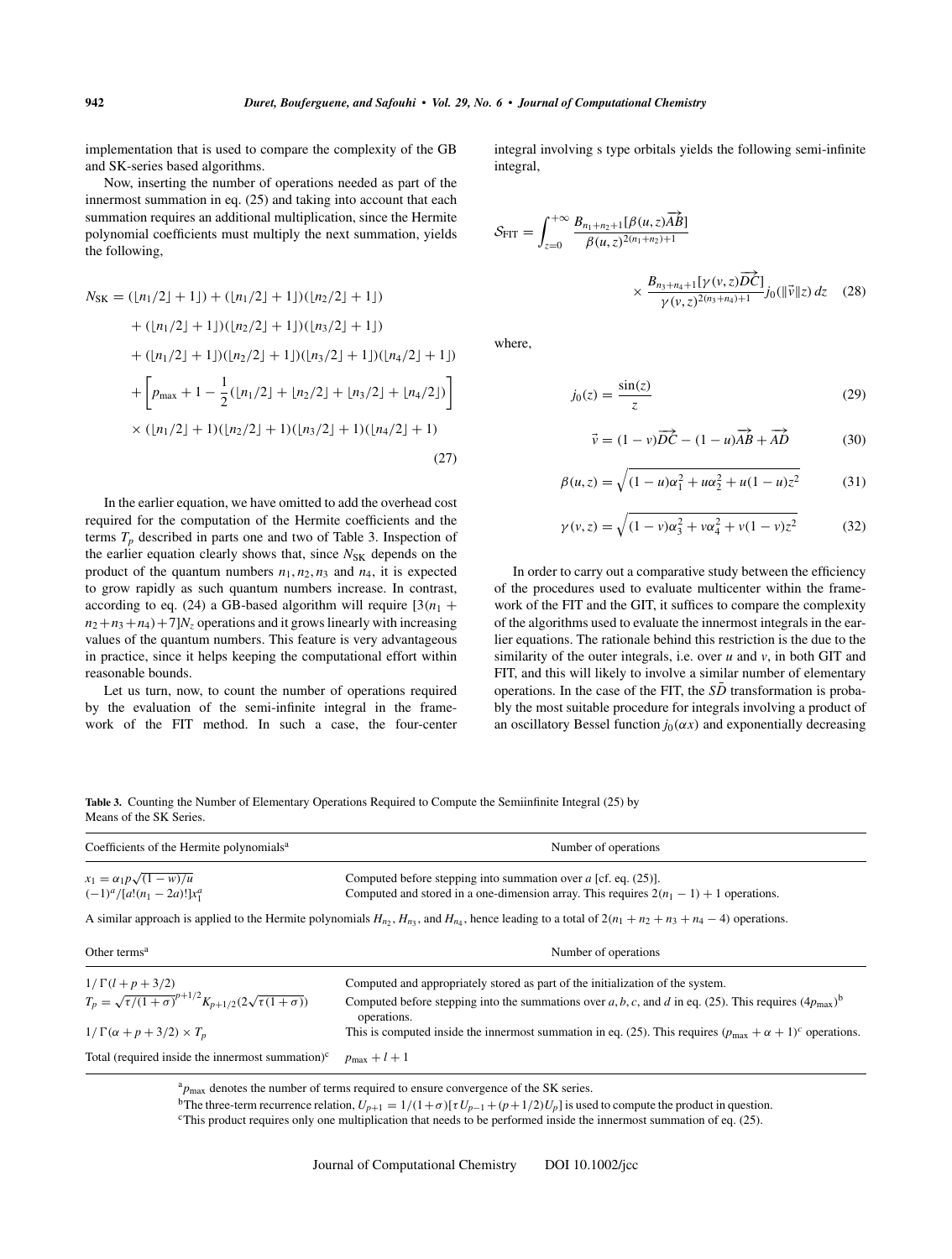implementation that is used to compare the complexity of the GB and SK-series based algorithms.

Now, inserting the number of operations needed as part of the innermost summation in eq. (25) and taking into account that each summation requires an additional multiplication, since the Hermite polynomial coefficients must multiply the next summation, yields the following,

$$
\begin{aligned}
N_{\mathrm{SK}} = {} & (\lfloor n_1/2 \rfloor + 1 \rfloor) + (\lfloor n_1/2 \rfloor + 1 \rfloor)(\lfloor n_2/2 \rfloor + 1 \rfloor) \\
& + (\lfloor n_1/2 \rfloor + 1 \rfloor)(\lfloor n_2/2 \rfloor + 1 \rfloor)(\lfloor n_3/2 \rfloor + 1 \rfloor) \\
& + (\lfloor n_1/2 \rfloor + 1 \rfloor)(\lfloor n_2/2 \rfloor + 1 \rfloor)(\lfloor n_3/2 \rfloor + 1 \rfloor)(\lfloor n_4/2 \rfloor + 1 \rfloor) \\
& + \left[ p_{\max} + 1 - \frac{1}{2}(\lfloor n_1/2 \rfloor + \lfloor n_2/2 \rfloor + \lfloor n_3/2 \rfloor + \lfloor n_4/2 \rfloor) \right] \\
& \times (\lfloor n_1/2 \rfloor + 1)(\lfloor n_2/2 \rfloor + 1)(\lfloor n_3/2 \rfloor + 1)(\lfloor n_4/2 \rfloor + 1)
\end{aligned}
\tag{27}
$$

In the earlier equation, we have omitted to add the overhead cost required for the computation of the Hermite coefficients and the terms $T_p$ described in parts one and two of Table 3. Inspection of the earlier equation clearly shows that, since $N_{\mathrm{SK}}$ depends on the product of the quantum numbers $n_1, n_2, n_3$ and $n_4$, it is expected to grow rapidly as such quantum numbers increase. In contrast, according to eq. (24) a GB-based algorithm will require $[3(n_1 + n_2 + n_3 + n_4) + 7]N_z$ operations and it grows linearly with increasing values of the quantum numbers. This feature is very advantageous in practice, since it helps keeping the computational effort within reasonable bounds.

Let us turn, now, to count the number of operations required by the evaluation of the semi-infinite integral in the framework of the FIT method. In such a case, the four-center integral involving s type orbitals yields the following semi-infinite integral,

$$
\mathcal{S}_{\mathrm{FIT}} = \int_{z=0}^{+\infty} \frac{B_{n_1+n_2+1}[\beta(u,z)\overrightarrow{AB}]}{\beta(u,z)^{2(n_1+n_2)+1}} \times \frac{B_{n_3+n_4+1}[\gamma(v,z)\overrightarrow{DC}]}{\gamma(v,z)^{2(n_3+n_4)+1}} j_0(\|\vec{v}\| z)\, dz \tag{28}
$$

where,

$$
j_0(z) = \frac{\sin(z)}{z} \tag{29}
$$

$$
\vec{v} = (1-v)\overrightarrow{DC} - (1-u)\overrightarrow{AB} + \overrightarrow{AD} \tag{30}
$$

$$
\beta(u,z) = \sqrt{(1-u)\alpha_1^2 + u\alpha_2^2 + u(1-u)z^2} \tag{31}
$$

$$
\gamma(v,z) = \sqrt{(1-v)\alpha_3^2 + v\alpha_4^2 + v(1-v)z^2} \tag{32}
$$

In order to carry out a comparative study between the efficiency of the procedures used to evaluate multicenter within the framework of the FIT and the GIT, it suffices to compare the complexity of the algorithms used to evaluate the innermost integrals in the earlier equations. The rationale behind this restriction is the due to the similarity of the outer integrals, i.e. over $u$ and $v$, in both GIT and FIT, and this will likely to involve a similar number of elementary operations. In the case of the FIT, the $S\bar{D}$ transformation is probably the most suitable procedure for integrals involving a product of an oscillatory Bessel function $j_0(\alpha x)$ and exponentially decreasing

**Table 3.** Counting the Number of Elementary Operations Required to Compute the Semiinfinite Integral (25) by Means of the SK Series.

| Coefficients of the Hermite polynomials[a] | Number of operations |
|---|---|
| $x_1 = \alpha_1 p\sqrt{(1-w)/u}$ | Computed before stepping into summation over $a$ [cf. eq. (25)]. |
| $(-1)^a/[a!(n_1-2a)!]x_1^a$ | Computed and stored in a one-dimension array. This requires $2(n_1-1)+1$ operations. |
| A similar approach is applied to the Hermite polynomials $H_{n_2}$, $H_{n_3}$, and $H_{n_4}$, hence leading to a total of $2(n_1+n_2+n_3+n_4-4)$ operations. | |
| **Other terms[a]** | **Number of operations** |
| $1/\Gamma(l+p+3/2)$ | Computed and appropriately stored as part of the initialization of the system. |
| $T_p = \sqrt{\tau/(1+\sigma)}^{p+1/2} K_{p+1/2}(2\sqrt{\tau(1+\sigma)})$ | Computed before stepping into the summations over $a, b, c$, and $d$ in eq. (25). This requires $(4p_{\max})$[b] operations. |
| $1/\Gamma(\alpha+p+3/2)\times T_p$ | This is computed inside the innermost summation in eq. (25). This requires $(p_{\max}+\alpha+1)$[c] operations. |
| Total (required inside the innermost summation)[c] | $p_{\max}+l+1$ |

[a] $p_{\max}$ denotes the number of terms required to ensure convergence of the SK series.

[b] The three-term recurrence relation, $U_{p+1} = 1/(1+\sigma)[\tau U_{p-1} + (p+1/2)U_p]$ is used to compute the product in question.

[c] This product requires only one multiplication that needs to be performed inside the innermost summation of eq. (25).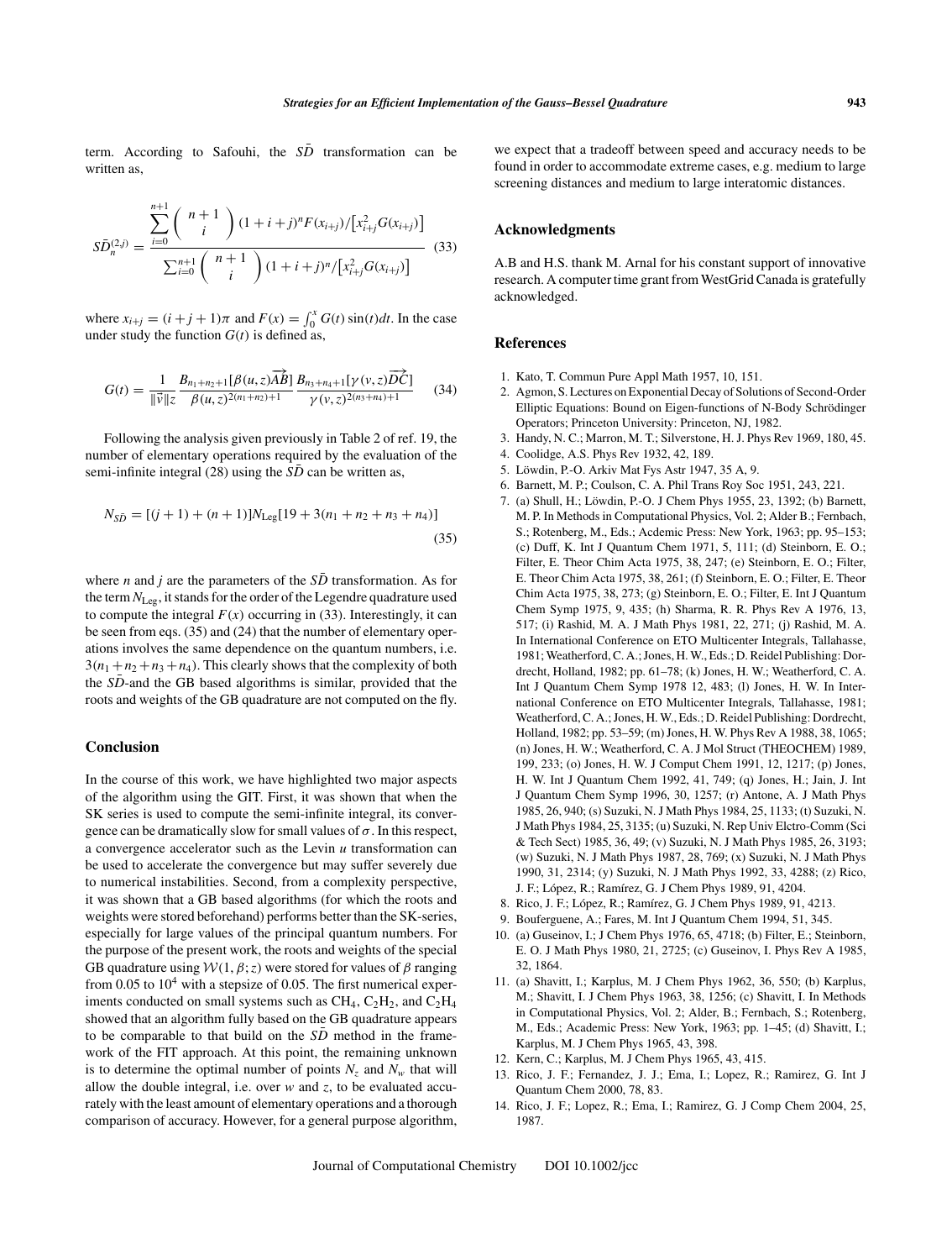term. According to Safouhi, the $S\bar{D}$ transformation can be written as,

$$S\bar{D}_n^{(2,j)} = \frac{\sum_{i=0}^{n+1} \binom{n+1}{i} (1+i+j)^n F(x_{i+j}) / \left[x_{i+j}^2 G(x_{i+j})\right]}{\sum_{i=0}^{n+1} \binom{n+1}{i} (1+i+j)^n / \left[x_{i+j}^2 G(x_{i+j})\right]} \quad (33)$$

where $x_{i+j} = (i+j+1)\pi$ and $F(x) = \int_0^x G(t)\sin(t)dt$. In the case under study the function $G(t)$ is defined as,

$$G(t) = \frac{1}{\|\vec{v}\|z} \frac{B_{n_1+n_2+1}[\beta(u,z)\overrightarrow{AB}]}{\beta(u,z)^{2(n_1+n_2)+1}} \frac{B_{n_3+n_4+1}[\gamma(v,z)\overrightarrow{DC}]}{\gamma(v,z)^{2(n_3+n_4)+1}} \quad (34)$$

Following the analysis given previously in Table 2 of ref. 19, the number of elementary operations required by the evaluation of the semi-infinite integral (28) using the $S\bar{D}$ can be written as,

$$N_{S\bar{D}} = [(j+1)+(n+1)]N_{\text{Leg}}[19+3(n_1+n_2+n_3+n_4)] \quad (35)$$

where $n$ and $j$ are the parameters of the $S\bar{D}$ transformation. As for the term $N_{\text{Leg}}$, it stands for the order of the Legendre quadrature used to compute the integral $F(x)$ occurring in (33). Interestingly, it can be seen from eqs. (35) and (24) that the number of elementary operations involves the same dependence on the quantum numbers, i.e. $3(n_1+n_2+n_3+n_4)$. This clearly shows that the complexity of both the $S\bar{D}$-and the GB based algorithms is similar, provided that the roots and weights of the GB quadrature are not computed on the fly.

## Conclusion

In the course of this work, we have highlighted two major aspects of the algorithm using the GIT. First, it was shown that when the SK series is used to compute the semi-infinite integral, its convergence can be dramatically slow for small values of $\sigma$. In this respect, a convergence accelerator such as the Levin $u$ transformation can be used to accelerate the convergence but may suffer severely due to numerical instabilities. Second, from a complexity perspective, it was shown that a GB based algorithms (for which the roots and weights were stored beforehand) performs better than the SK-series, especially for large values of the principal quantum numbers. For the purpose of the present work, the roots and weights of the special GB quadrature using $\mathcal{W}(1,\beta;z)$ were stored for values of $\beta$ ranging from 0.05 to $10^4$ with a stepsize of 0.05. The first numerical experiments conducted on small systems such as $CH_4$, $C_2H_2$, and $C_2H_4$ showed that an algorithm fully based on the GB quadrature appears to be comparable to that build on the $S\bar{D}$ method in the framework of the FIT approach. At this point, the remaining unknown is to determine the optimal number of points $N_z$ and $N_w$ that will allow the double integral, i.e. over $w$ and $z$, to be evaluated accurately with the least amount of elementary operations and a thorough comparison of accuracy. However, for a general purpose algorithm, we expect that a tradeoff between speed and accuracy needs to be found in order to accommodate extreme cases, e.g. medium to large screening distances and medium to large interatomic distances.

## Acknowledgments

A.B and H.S. thank M. Arnal for his constant support of innovative research. A computer time grant from WestGrid Canada is gratefully acknowledged.

## References

1. Kato, T. Commun Pure Appl Math 1957, 10, 151.
2. Agmon, S. Lectures on Exponential Decay of Solutions of Second-Order Elliptic Equations: Bound on Eigen-functions of N-Body Schrödinger Operators; Princeton University: Princeton, NJ, 1982.
3. Handy, N. C.; Marron, M. T.; Silverstone, H. J. Phys Rev 1969, 180, 45.
4. Coolidge, A.S. Phys Rev 1932, 42, 189.
5. Löwdin, P.-O. Arkiv Mat Fys Astr 1947, 35 A, 9.
6. Barnett, M. P.; Coulson, C. A. Phil Trans Roy Soc 1951, 243, 221.
7. (a) Shull, H.; Löwdin, P.-O. J Chem Phys 1955, 23, 1392; (b) Barnett, M. P. In Methods in Computational Physics, Vol. 2; Alder B.; Fernbach, S.; Rotenberg, M., Eds.; Acdemic Press: New York, 1963; pp. 95–153; (c) Duff, K. Int J Quantum Chem 1971, 5, 111; (d) Steinborn, E. O.; Filter, E. Theor Chim Acta 1975, 38, 247; (e) Steinborn, E. O.; Filter, E. Theor Chim Acta 1975, 38, 261; (f) Steinborn, E. O.; Filter, E. Theor Chim Acta 1975, 38, 273; (g) Steinborn, E. O.; Filter, E. Int J Quantum Chem Symp 1975, 9, 435; (h) Sharma, R. R. Phys Rev A 1976, 13, 517; (i) Rashid, M. A. J Math Phys 1981, 22, 271; (j) Rashid, M. A. In International Conference on ETO Multicenter Integrals, Tallahasse, 1981; Weatherford, C. A.; Jones, H. W., Eds.; D. Reidel Publishing: Dordrecht, Holland, 1982; pp. 61–78; (k) Jones, H. W.; Weatherford, C. A. Int J Quantum Chem Symp 1978 12, 483; (l) Jones, H. W. In International Conference on ETO Multicenter Integrals, Tallahasse, 1981; Weatherford, C. A.; Jones, H. W., Eds.; D. Reidel Publishing: Dordrecht, Holland, 1982; pp. 53–59; (m) Jones, H. W. Phys Rev A 1988, 38, 1065; (n) Jones, H. W.; Weatherford, C. A. J Mol Struct (THEOCHEM) 1989, 199, 233; (o) Jones, H. W. J Comput Chem 1991, 12, 1217; (p) Jones, H. W. Int J Quantum Chem 1992, 41, 749; (q) Jones, H.; Jain, J. Int J Quantum Chem Symp 1996, 30, 1257; (r) Antone, A. J Math Phys 1985, 26, 940; (s) Suzuki, N. J Math Phys 1984, 25, 1133; (t) Suzuki, N. J Math Phys 1984, 25, 3135; (u) Suzuki, N. Rep Univ Elctro-Comm (Sci & Tech Sect) 1985, 36, 49; (v) Suzuki, N. J Math Phys 1985, 26, 3193; (w) Suzuki, N. J Math Phys 1987, 28, 769; (x) Suzuki, N. J Math Phys 1990, 31, 2314; (y) Suzuki, N. J Math Phys 1992, 33, 4288; (z) Rico, J. F.; López, R.; Ramírez, G. J Chem Phys 1989, 91, 4204.
8. Rico, J. F.; López, R.; Ramírez, G. J Chem Phys 1989, 91, 4213.
9. Bouferguene, A.; Fares, M. Int J Quantum Chem 1994, 51, 345.
10. (a) Guseinov, I.; J Chem Phys 1976, 65, 4718; (b) Filter, E.; Steinborn, E. O. J Math Phys 1980, 21, 2725; (c) Guseinov, I. Phys Rev A 1985, 32, 1864.
11. (a) Shavitt, I.; Karplus, M. J Chem Phys 1962, 36, 550; (b) Karplus, M.; Shavitt, I. J Chem Phys 1963, 38, 1256; (c) Shavitt, I. In Methods in Computational Physics, Vol. 2; Alder, B.; Fernbach, S.; Rotenberg, M., Eds.; Academic Press: New York, 1963; pp. 1–45; (d) Shavitt, I.; Karplus, M. J Chem Phys 1965, 43, 398.
12. Kern, C.; Karplus, M. J Chem Phys 1965, 43, 415.
13. Rico, J. F.; Fernandez, J. J.; Ema, I.; Lopez, R.; Ramirez, G. Int J Quantum Chem 2000, 78, 83.
14. Rico, J. F.; Lopez, R.; Ema, I.; Ramirez, G. J Comp Chem 2004, 25, 1987.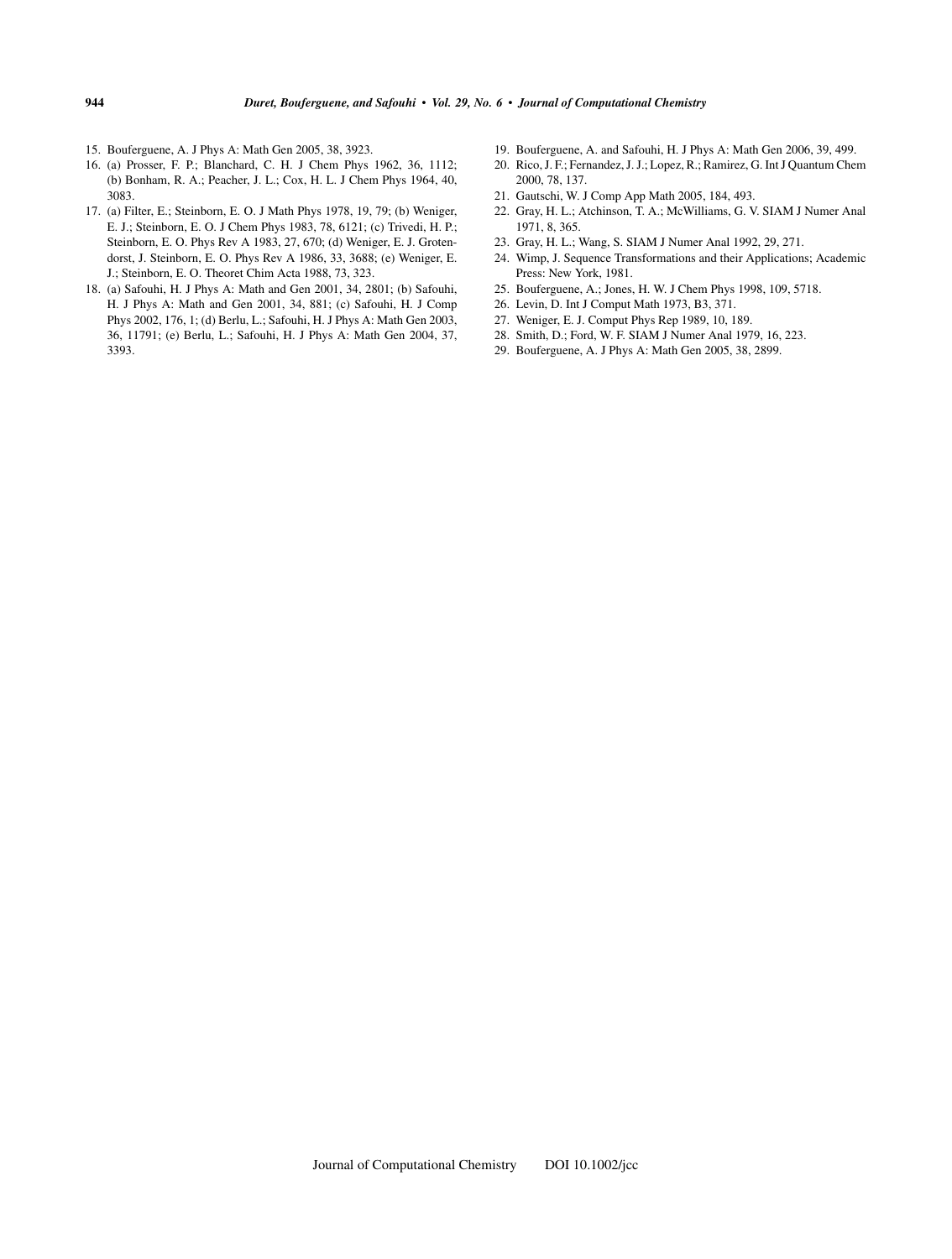15. Bouferguene, A. J Phys A: Math Gen 2005, 38, 3923.
16. (a) Prosser, F. P.; Blanchard, C. H. J Chem Phys 1962, 36, 1112; (b) Bonham, R. A.; Peacher, J. L.; Cox, H. L. J Chem Phys 1964, 40, 3083.
17. (a) Filter, E.; Steinborn, E. O. J Math Phys 1978, 19, 79; (b) Weniger, E. J.; Steinborn, E. O. J Chem Phys 1983, 78, 6121; (c) Trivedi, H. P.; Steinborn, E. O. Phys Rev A 1983, 27, 670; (d) Weniger, E. J. Grotendorst, J. Steinborn, E. O. Phys Rev A 1986, 33, 3688; (e) Weniger, E. J.; Steinborn, E. O. Theoret Chim Acta 1988, 73, 323.
18. (a) Safouhi, H. J Phys A: Math and Gen 2001, 34, 2801; (b) Safouhi, H. J Phys A: Math and Gen 2001, 34, 881; (c) Safouhi, H. J Comp Phys 2002, 176, 1; (d) Berlu, L.; Safouhi, H. J Phys A: Math Gen 2003, 36, 11791; (e) Berlu, L.; Safouhi, H. J Phys A: Math Gen 2004, 37, 3393.
19. Bouferguene, A. and Safouhi, H. J Phys A: Math Gen 2006, 39, 499.
20. Rico, J. F.; Fernandez, J. J.; Lopez, R.; Ramirez, G. Int J Quantum Chem 2000, 78, 137.
21. Gautschi, W. J Comp App Math 2005, 184, 493.
22. Gray, H. L.; Atchinson, T. A.; McWilliams, G. V. SIAM J Numer Anal 1971, 8, 365.
23. Gray, H. L.; Wang, S. SIAM J Numer Anal 1992, 29, 271.
24. Wimp, J. Sequence Transformations and their Applications; Academic Press: New York, 1981.
25. Bouferguene, A.; Jones, H. W. J Chem Phys 1998, 109, 5718.
26. Levin, D. Int J Comput Math 1973, B3, 371.
27. Weniger, E. J. Comput Phys Rep 1989, 10, 189.
28. Smith, D.; Ford, W. F. SIAM J Numer Anal 1979, 16, 223.
29. Bouferguene, A. J Phys A: Math Gen 2005, 38, 2899.